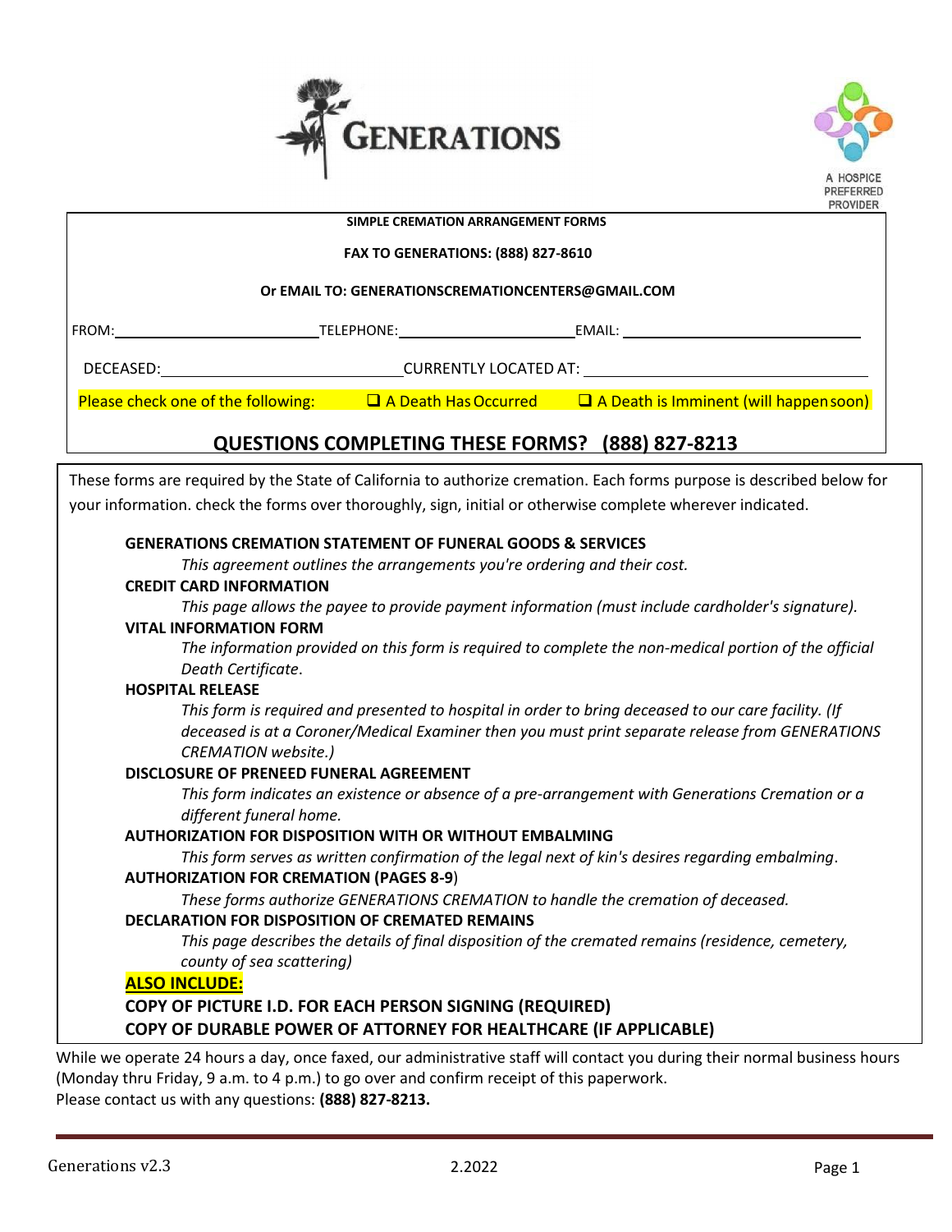# GENERATIONS

A HOSPICE PREFERRED PROVIDER

**SIMPLE CREMATION ARRANGEMENT FORMS**

**FAX TO GENERATIONS: (888) 827-8610**

**Or EMAIL TO: GENERATIONSCREMATIONCENTERS@GMAIL.COM**

FROM:_________________________ TELEPHONE:_____________________ EMAIL: ____________________________

DECEASED:_____________________________ CURRENTLY LOCATED AT: ____________________________

Please check one of the following: ❑ A Death Has Occurred ❑ A Death is Imminent (will happen soon)

## QUESTIONS COMPLETING THESE FORMS? (888) 827-8213

These forms are required by the State of California to authorize cremation. Each forms purpose is described below for your information. check the forms over thoroughly, sign, initial or otherwise complete wherever indicated.

**GENERATIONS CREMATION STATEMENT OF FUNERAL GOODS & SERVICES**

*This agreement outlines the arrangements you're ordering and their cost.*

**CREDIT CARD INFORMATION**

*This page allows the payee to provide payment information (must include cardholder's signature).*

**VITAL INFORMATION FORM**

*The information provided on this form is required to complete the non-medical portion of the official Death Certificate.*

**HOSPITAL RELEASE**

*This form is required and presented to hospital in order to bring deceased to our care facility. (If deceased is at a Coroner/Medical Examiner then you must print separate release from GENERATIONS CREMATION website.)*

**DISCLOSURE OF PRENEED FUNERAL AGREEMENT**

*This form indicates an existence or absence of a pre-arrangement with Generations Cremation or a different funeral home.*

**AUTHORIZATION FOR DISPOSITION WITH OR WITHOUT EMBALMING**

*This form serves as written confirmation of the legal next of kin's desires regarding embalming.*

**AUTHORIZATION FOR CREMATION (PAGES 8-9)**

*These forms authorize GENERATIONS CREMATION to handle the cremation of deceased.*

**DECLARATION FOR DISPOSITION OF CREMATED REMAINS**

*This page describes the details of final disposition of the cremated remains (residence, cemetery, county of sea scattering)*

**ALSO INCLUDE:**

**COPY OF PICTURE I.D. FOR EACH PERSON SIGNING (REQUIRED)**

**COPY OF DURABLE POWER OF ATTORNEY FOR HEALTHCARE (IF APPLICABLE)**

While we operate 24 hours a day, once faxed, our administrative staff will contact you during their normal business hours (Monday thru Friday, 9 a.m. to 4 p.m.) to go over and confirm receipt of this paperwork.

Please contact us with any questions: **(888) 827-8213.**

Generations v2.3 2.2022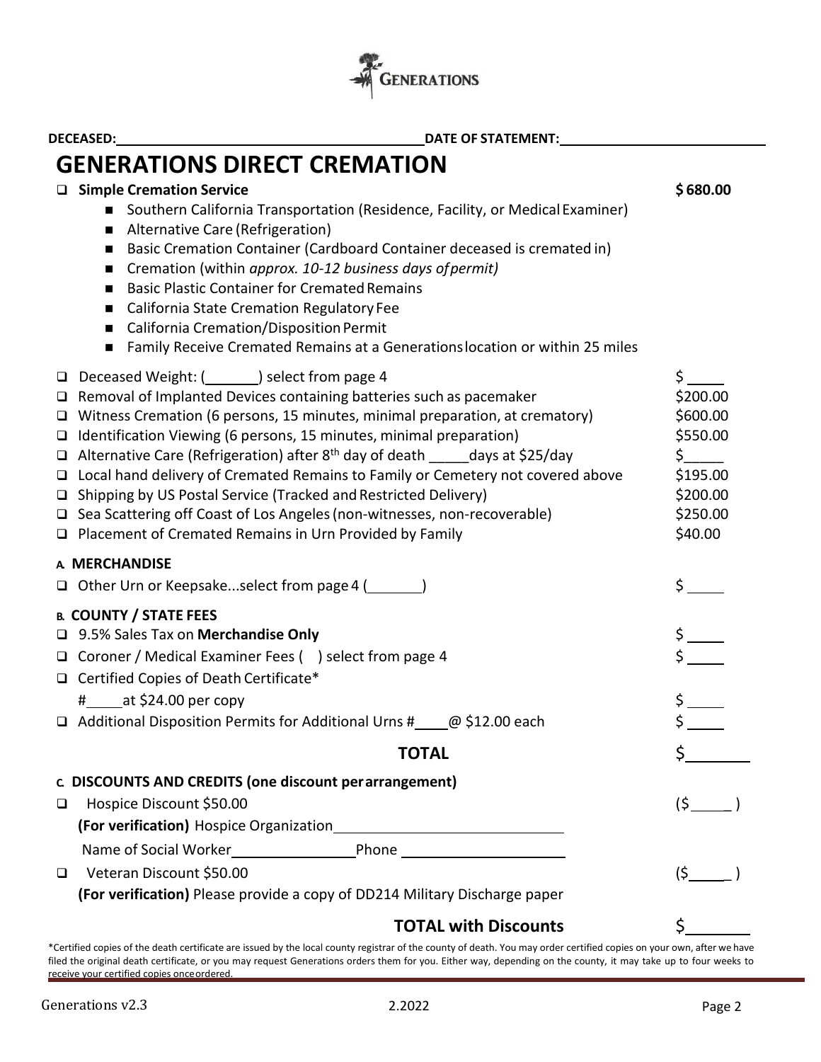GENERATIONS

**DECEASED:** ______________________________ **DATE OF STATEMENT:** ______________________

# GENERATIONS DIRECT CREMATION

| | |
|---|---|
| ❑ **Simple Cremation Service** | **$ 680.00** |

- Southern California Transportation (Residence, Facility, or Medical Examiner)
- Alternative Care (Refrigeration)
- Basic Cremation Container (Cardboard Container deceased is cremated in)
- Cremation (within *approx. 10-12 business days of permit)*
- Basic Plastic Container for Cremated Remains
- California State Cremation Regulatory Fee
- California Cremation/Disposition Permit
- Family Receive Cremated Remains at a Generations location or within 25 miles

| | |
|---|---|
| ❑ Deceased Weight: (_______) select from page 4 | $ ____ |
| ❑ Removal of Implanted Devices containing batteries such as pacemaker | $200.00 |
| ❑ Witness Cremation (6 persons, 15 minutes, minimal preparation, at crematory) | $600.00 |
| ❑ Identification Viewing (6 persons, 15 minutes, minimal preparation) | $550.00 |
| ❑ Alternative Care (Refrigeration) after 8th day of death _____days at $25/day | $_____ |
| ❑ Local hand delivery of Cremated Remains to Family or Cemetery not covered above | $195.00 |
| ❑ Shipping by US Postal Service (Tracked and Restricted Delivery) | $200.00 |
| ❑ Sea Scattering off Coast of Los Angeles (non-witnesses, non-recoverable) | $250.00 |
| ❑ Placement of Cremated Remains in Urn Provided by Family | $40.00 |

### A. MERCHANDISE

| | |
|---|---|
| ❑ Other Urn or Keepsake...select from page 4 (_______) | $ ____ |

### B. COUNTY / STATE FEES

| | |
|---|---|
| ❑ 9.5% Sales Tax on **Merchandise Only** | $ ____ |
| ❑ Coroner / Medical Examiner Fees ( ) select from page 4 | $ ____ |
| ❑ Certified Copies of Death Certificate* #_____at $24.00 per copy | $ ____ |
| ❑ Additional Disposition Permits for Additional Urns #____@ $12.00 each | $ ____ |
| **TOTAL** | $________ |

### C. DISCOUNTS AND CREDITS (one discount per arrangement)

| | |
|---|---|
| ❑ Hospice Discount $50.00 | ($_____ ) |
| **(For verification)** Hospice Organization_____________________________ | |
| Name of Social Worker________________ Phone _____________________ | |
| ❑ Veteran Discount $50.00 | ($_____ ) |
| **(For verification)** Please provide a copy of DD214 Military Discharge paper | |
| **TOTAL with Discounts** | $________ |

*Certified copies of the death certificate are issued by the local county registrar of the county of death. You may order certified copies on your own, after we have filed the original death certificate, or you may request Generations orders them for you. Either way, depending on the county, it may take up to four weeks to receive your certified copies once ordered.

Generations v2.3 2.2022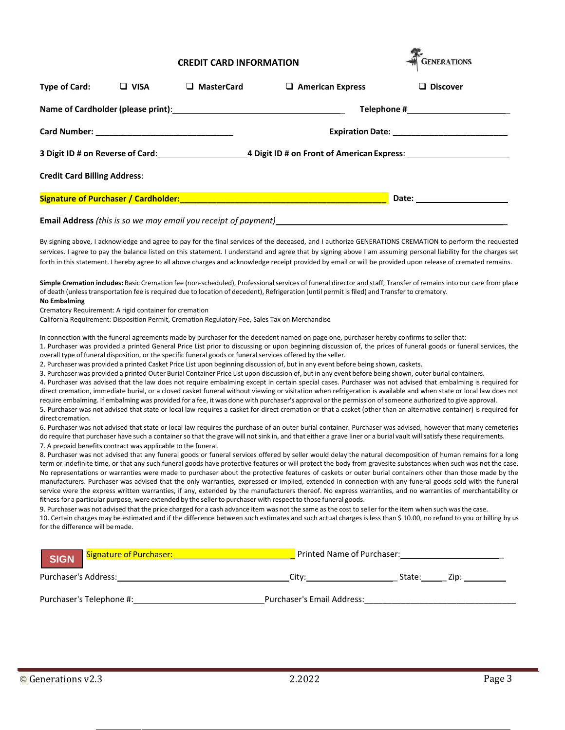## CREDIT CARD INFORMATION

GENERATIONS

**Type of Card:** ❑ **VISA** ❑ **MasterCard** ❑ **American Express** ❑ **Discover**

**Name of Cardholder (please print)**:_______________________________ **Telephone #**_____________________

**Card Number:** ______________________________ **Expiration Date:** _________________________

**3 Digit ID # on Reverse of Card**:___________________ **4 Digit ID # on Front of American Express**: _____________________

**Credit Card Billing Address**:

**Signature of Purchaser / Cardholder:**_____________________________________________ **Date:** ____________________

**Email Address** *(this is so we may email you receipt of payment)*_________________________________________________

By signing above, I acknowledge and agree to pay for the final services of the deceased, and I authorize GENERATIONS CREMATION to perform the requested services. I agree to pay the balance listed on this statement. I understand and agree that by signing above I am assuming personal liability for the charges set forth in this statement. I hereby agree to all above charges and acknowledge receipt provided by email or will be provided upon release of cremated remains.

**Simple Cremation includes:** Basic Cremation fee (non-scheduled), Professional services of funeral director and staff, Transfer of remains into our care from place of death (unless transportation fee is required due to location of decedent), Refrigeration (until permit is filed) and Transfer to crematory.

**No Embalming**

Crematory Requirement: A rigid container for cremation

California Requirement: Disposition Permit, Cremation Regulatory Fee, Sales Tax on Merchandise

In connection with the funeral agreements made by purchaser for the decedent named on page one, purchaser hereby confirms to seller that:

1. Purchaser was provided a printed General Price List prior to discussing or upon beginning discussion of, the prices of funeral goods or funeral services, the overall type of funeral disposition, or the specific funeral goods or funeral services offered by the seller.
2. Purchaser was provided a printed Casket Price List upon beginning discussion of, but in any event before being shown, caskets.
3. Purchaser was provided a printed Outer Burial Container Price List upon discussion of, but in any event before being shown, outer burial containers.
4. Purchaser was advised that the law does not require embalming except in certain special cases. Purchaser was not advised that embalming is required for direct cremation, immediate burial, or a closed casket funeral without viewing or visitation when refrigeration is available and when state or local law does not require embalming. If embalming was provided for a fee, it was done with purchaser's approval or the permission of someone authorized to give approval.
5. Purchaser was not advised that state or local law requires a casket for direct cremation or that a casket (other than an alternative container) is required for direct cremation.
6. Purchaser was not advised that state or local law requires the purchase of an outer burial container. Purchaser was advised, however that many cemeteries do require that purchaser have such a container so that the grave will not sink in, and that either a grave liner or a burial vault will satisfy these requirements.
7. A prepaid benefits contract was applicable to the funeral.
8. Purchaser was not advised that any funeral goods or funeral services offered by seller would delay the natural decomposition of human remains for a long term or indefinite time, or that any such funeral goods have protective features or will protect the body from gravesite substances when such was not the case. No representations or warranties were made to purchaser about the protective features of caskets or outer burial containers other than those made by the manufacturers. Purchaser was advised that the only warranties, expressed or implied, extended in connection with any funeral goods sold with the funeral service were the express written warranties, if any, extended by the manufacturers thereof. No express warranties, and no warranties of merchantability or fitness for a particular purpose, were extended by the seller to purchaser with respect to those funeral goods.
9. Purchaser was not advised that the price charged for a cash advance item was not the same as the cost to seller for the item when such was the case.
10. Certain charges may be estimated and if the difference between such estimates and such actual charges is less than $ 10.00, no refund to you or billing by us for the difference will be made.

**SIGN** Signature of Purchaser:___________________________ Printed Name of Purchaser:_______________________

Purchaser's Address:_______________________________________ City:_____________________ State:______ Zip: __________

Purchaser's Telephone #:______________________________ Purchaser's Email Address:__________________________________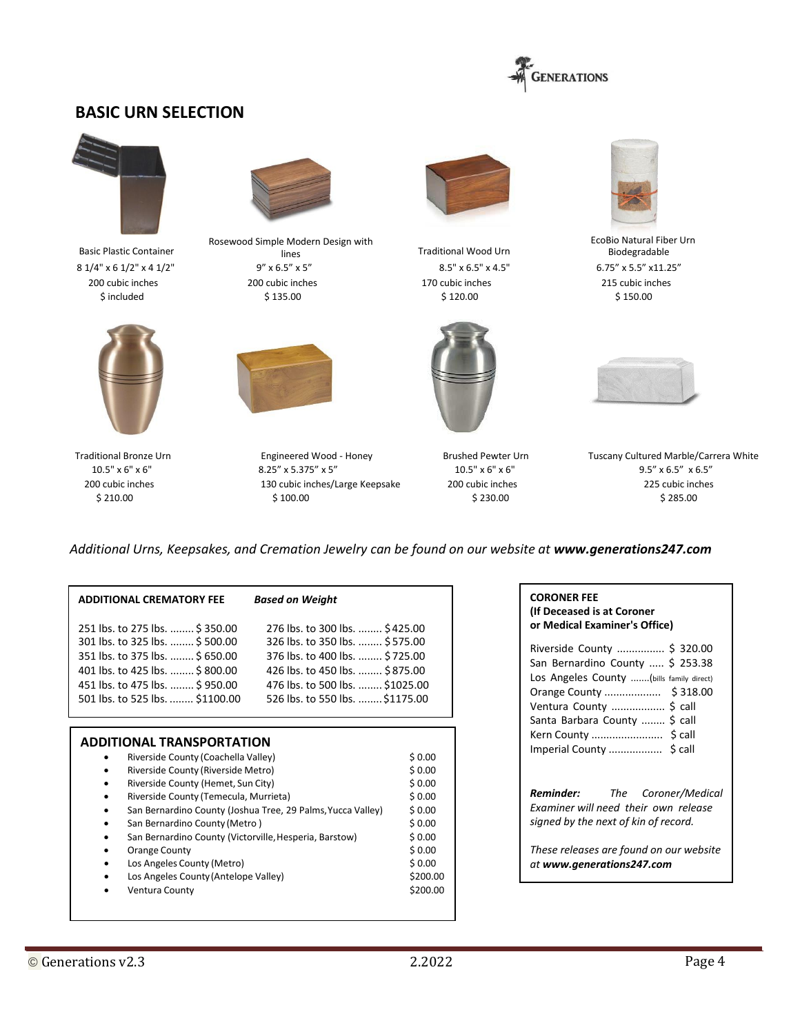## BASIC URN SELECTION

| Basic Plastic Container | Rosewood Simple Modern Design with lines | Traditional Wood Urn | EcoBio Natural Fiber Urn Biodegradable |
|---|---|---|---|
| 8 1/4" x 6 1/2" x 4 1/2" | 9" x 6.5" x 5" | 8.5" x 6.5" x 4.5" | 6.75" x 5.5" x11.25" |
| 200 cubic inches | 200 cubic inches | 170 cubic inches | 215 cubic inches |
| $ included | $ 135.00 | $ 120.00 | $ 150.00 |

| Traditional Bronze Urn | Engineered Wood - Honey | Brushed Pewter Urn | Tuscany Cultured Marble/Carrera White |
|---|---|---|---|
| 10.5" x 6" x 6" | 8.25" x 5.375" x 5" | 10.5" x 6" x 6" | 9.5" x 6.5" x 6.5" |
| 200 cubic inches | 130 cubic inches/Large Keepsake | 200 cubic inches | 225 cubic inches |
| $ 210.00 | $ 100.00 | $ 230.00 | $ 285.00 |

*Additional Urns, Keepsakes, and Cremation Jewelry can be found on our website at* ***www.generations247.com***

**ADDITIONAL CREMATORY FEE** ***Based on Weight***

| | |
|---|---|
| 251 lbs. to 275 lbs. ........ $ 350.00 | 276 lbs. to 300 lbs. ........ $ 425.00 |
| 301 lbs. to 325 lbs. ........ $ 500.00 | 326 lbs. to 350 lbs. ........ $ 575.00 |
| 351 lbs. to 375 lbs. ........ $ 650.00 | 376 lbs. to 400 lbs. ........ $ 725.00 |
| 401 lbs. to 425 lbs. ........ $ 800.00 | 426 lbs. to 450 lbs. ........ $ 875.00 |
| 451 lbs. to 475 lbs. ........ $ 950.00 | 476 lbs. to 500 lbs. ........ $1025.00 |
| 501 lbs. to 525 lbs. ........ $1100.00 | 526 lbs. to 550 lbs. ........ $1175.00 |

### ADDITIONAL TRANSPORTATION

| Location | Fee |
|---|---|
| Riverside County (Coachella Valley) | $ 0.00 |
| Riverside County (Riverside Metro) | $ 0.00 |
| Riverside County (Hemet, Sun City) | $ 0.00 |
| Riverside County (Temecula, Murrieta) | $ 0.00 |
| San Bernardino County (Joshua Tree, 29 Palms, Yucca Valley) | $ 0.00 |
| San Bernardino County (Metro ) | $ 0.00 |
| San Bernardino County (Victorville, Hesperia, Barstow) | $ 0.00 |
| Orange County | $ 0.00 |
| Los Angeles County (Metro) | $ 0.00 |
| Los Angeles County (Antelope Valley) | $200.00 |
| Ventura County | $200.00 |

**CORONER FEE**
**(If Deceased is at Coroner or Medical Examiner's Office)**

| County | Fee |
|---|---|
| Riverside County ................ | $ 320.00 |
| San Bernardino County ..... | $ 253.38 |
| Los Angeles County ....... | (bills family direct) |
| Orange County ................... | $ 318.00 |
| Ventura County .................. | $ call |
| Santa Barbara County ........ | $ call |
| Kern County ........................ | $ call |
| Imperial County .................. | $ call |

***Reminder:*** *The Coroner/Medical Examiner will need their own release signed by the next of kin of record.*

*These releases are found on our website at* ***www.generations247.com***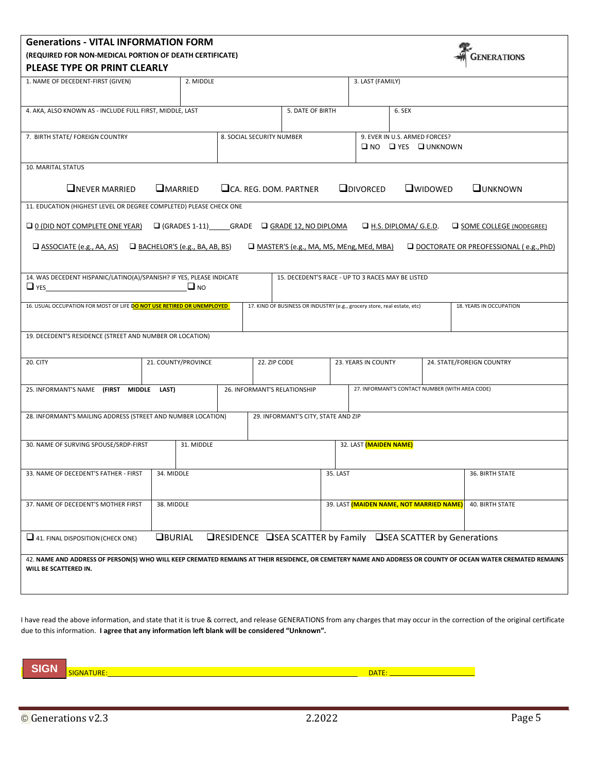# Generations - VITAL INFORMATION FORM

**(REQUIRED FOR NON-MEDICAL PORTION OF DEATH CERTIFICATE)**

**PLEASE TYPE OR PRINT CLEARLY**

GENERATIONS

| 1. NAME OF DECEDENT-FIRST (GIVEN) | 2. MIDDLE | 3. LAST (FAMILY) |
|---|---|---|
| | | |

| 4. AKA, ALSO KNOWN AS - INCLUDE FULL FIRST, MIDDLE, LAST | 5. DATE OF BIRTH | 6. SEX |
|---|---|---|
| | | |

| 7. BIRTH STATE/ FOREIGN COUNTRY | 8. SOCIAL SECURITY NUMBER | 9. EVER IN U.S. ARMED FORCES? ❑ NO ❑ YES ❑ UNKNOWN |
|---|---|---|
| | | |

10. MARITAL STATUS

❑ NEVER MARRIED ❑ MARRIED ❑ CA. REG. DOM. PARTNER ❑ DIVORCED ❑ WIDOWED ❑ UNKNOWN

11. EDUCATION (HIGHEST LEVEL OR DEGREE COMPLETED) PLEASE CHECK ONE

❑ 0 (DID NOT COMPLETE ONE YEAR) ❑ (GRADES 1-11)\_\_\_\_\_GRADE ❑ GRADE 12, NO DIPLOMA ❑ H.S. DIPLOMA/ G.E.D. ❑ SOME COLLEGE (NODEGREE)

❑ ASSOCIATE (e.g., AA, AS) ❑ BACHELOR'S (e.g., BA, AB, BS) ❑ MASTER'S (e.g., MA, MS, MEng, MEd, MBA) ❑ DOCTORATE OR PREOFESSIONAL ( e.g., PhD)

| 14. WAS DECEDENT HISPANIC/LATINO(A)/SPANISH? IF YES, PLEASE INDICATE ❑ YES\_\_\_\_\_\_\_\_\_\_ ❑ NO | 15. DECEDENT'S RACE - UP TO 3 RACES MAY BE LISTED |
|---|---|
| | |

| 16. USUAL OCCUPATION FOR MOST OF LIFE **DO NOT USE RETIRED OR UNEMPLOYED** | 17. KIND OF BUSINESS OR INDUSTRY (e.g., grocery store, real estate, etc) | 18. YEARS IN OCCUPATION |
|---|---|---|
| | | |

19. DECEDENT'S RESIDENCE (STREET AND NUMBER OR LOCATION)

| 20. CITY | 21. COUNTY/PROVINCE | 22. ZIP CODE | 23. YEARS IN COUNTY | 24. STATE/FOREIGN COUNTRY |
|---|---|---|---|---|
| | | | | |

| 25. INFORMANT'S NAME **(FIRST MIDDLE LAST)** | 26. INFORMANT'S RELATIONSHIP | 27. INFORMANT'S CONTACT NUMBER (WITH AREA CODE) |
|---|---|---|
| | | |

| 28. INFORMANT'S MAILING ADDRESS (STREET AND NUMBER LOCATION) | 29. INFORMANT'S CITY, STATE AND ZIP |
|---|---|
| | |

| 30. NAME OF SURVING SPOUSE/SRDP-FIRST | 31. MIDDLE | 32. LAST **(MAIDEN NAME)** |
|---|---|---|
| | | |

| 33. NAME OF DECEDENT'S FATHER - FIRST | 34. MIDDLE | 35. LAST | 36. BIRTH STATE |
|---|---|---|---|
| | | | |

| 37. NAME OF DECEDENT'S MOTHER FIRST | 38. MIDDLE | 39. LAST **(MAIDEN NAME, NOT MARRIED NAME)** | 40. BIRTH STATE |
|---|---|---|---|
| | | | |

❑ 41. FINAL DISPOSITION (CHECK ONE) ❑ BURIAL ❑ RESIDENCE ❑ SEA SCATTER by Family ❑ SEA SCATTER by Generations

42. **NAME AND ADDRESS OF PERSON(S) WHO WILL KEEP CREMATED REMAINS AT THEIR RESIDENCE, OR CEMETERY NAME AND ADDRESS OR COUNTY OF OCEAN WATER CREMATED REMAINS WILL BE SCATTERED IN.**

I have read the above information, and state that it is true & correct, and release GENERATIONS from any charges that may occur in the correction of the original certificate due to this information. **I agree that any information left blank will be considered "Unknown".**

**SIGN** SIGNATURE:\_\_\_\_\_\_\_\_\_\_\_\_\_\_\_\_\_\_\_\_\_\_\_\_\_\_\_\_\_\_\_\_\_\_\_\_\_\_\_\_ DATE: \_\_\_\_\_\_\_\_\_\_\_\_\_\_\_\_\_\_

© Generations v2.3 2.2022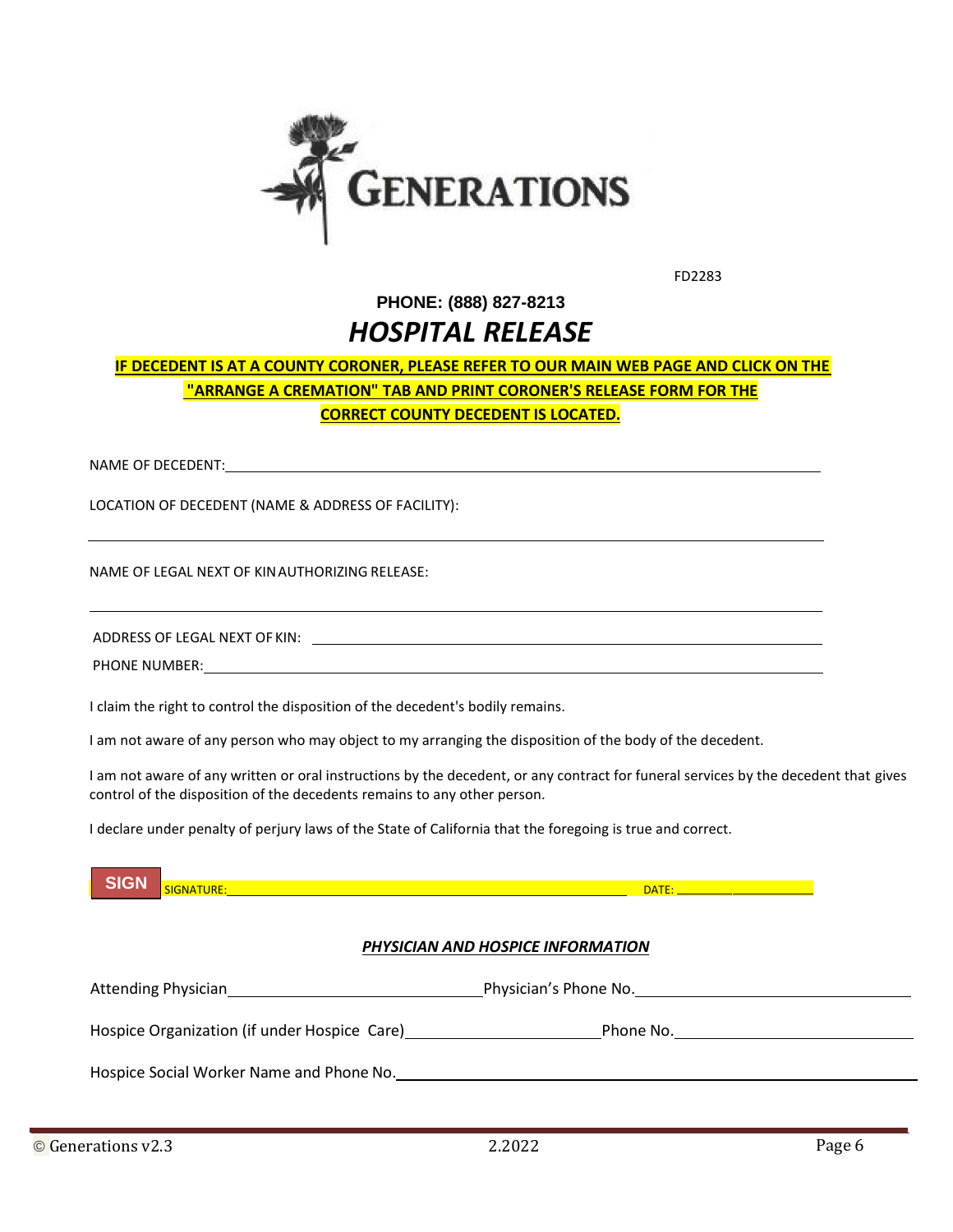GENERATIONS

FD2283

**PHONE: (888) 827-8213**

# *HOSPITAL RELEASE*

**IF DECEDENT IS AT A COUNTY CORONER, PLEASE REFER TO OUR MAIN WEB PAGE AND CLICK ON THE "ARRANGE A CREMATION" TAB AND PRINT CORONER'S RELEASE FORM FOR THE CORRECT COUNTY DECEDENT IS LOCATED.**

NAME OF DECEDENT: ______________________________________________

LOCATION OF DECEDENT (NAME & ADDRESS OF FACILITY):

______________________________________________

NAME OF LEGAL NEXT OF KIN AUTHORIZING RELEASE:

______________________________________________

ADDRESS OF LEGAL NEXT OF KIN: ______________________________________________

PHONE NUMBER: ______________________________________________

I claim the right to control the disposition of the decedent's bodily remains.

I am not aware of any person who may object to my arranging the disposition of the body of the decedent.

I am not aware of any written or oral instructions by the decedent, or any contract for funeral services by the decedent that gives control of the disposition of the decedents remains to any other person.

I declare under penalty of perjury laws of the State of California that the foregoing is true and correct.

SIGN SIGNATURE: ______________________________ DATE: ______________

### *PHYSICIAN AND HOSPICE INFORMATION*

Attending Physician ______________________ Physician's Phone No. ______________________

Hospice Organization (if under Hospice Care) ______________________ Phone No. ______________________

Hospice Social Worker Name and Phone No. ______________________________________________

© Generations v2.3 2.2022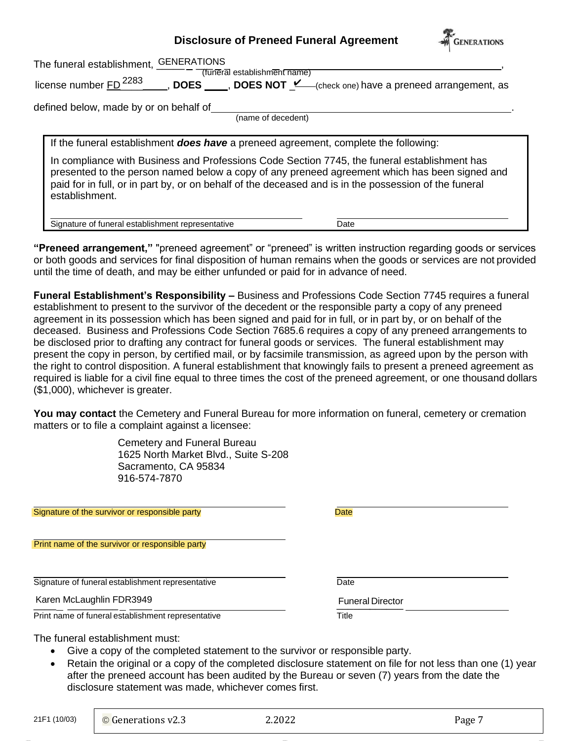# Disclosure of Preneed Funeral Agreement

GENERATIONS

The funeral establishment, GENERATIONS (funeral establishment name), license number FD 2283, **DOES** ____, **DOES NOT** ✔ (check one) have a preneed arrangement, as defined below, made by or on behalf of ____________________ (name of decedent).

If the funeral establishment ***does have*** a preneed agreement, complete the following:

In compliance with Business and Professions Code Section 7745, the funeral establishment has presented to the person named below a copy of any preneed agreement which has been signed and paid for in full, or in part by, or on behalf of the deceased and is in the possession of the funeral establishment.

Signature of funeral establishment representative ____________________ Date ____________________

**"Preneed arrangement,"** "preneed agreement" or "preneed" is written instruction regarding goods or services or both goods and services for final disposition of human remains when the goods or services are not provided until the time of death, and may be either unfunded or paid for in advance of need.

**Funeral Establishment's Responsibility –** Business and Professions Code Section 7745 requires a funeral establishment to present to the survivor of the decedent or the responsible party a copy of any preneed agreement in its possession which has been signed and paid for in full, or in part by, or on behalf of the deceased. Business and Professions Code Section 7685.6 requires a copy of any preneed arrangements to be disclosed prior to drafting any contract for funeral goods or services. The funeral establishment may present the copy in person, by certified mail, or by facsimile transmission, as agreed upon by the person with the right to control disposition. A funeral establishment that knowingly fails to present a preneed agreement as required is liable for a civil fine equal to three times the cost of the preneed agreement, or one thousand dollars ($1,000), whichever is greater.

**You may contact** the Cemetery and Funeral Bureau for more information on funeral, cemetery or cremation matters or to file a complaint against a licensee:

Cemetery and Funeral Bureau
1625 North Market Blvd., Suite S-208
Sacramento, CA 95834
916-574-7870

Signature of the survivor or responsible party ____________________ Date ____________________

Print name of the survivor or responsible party ____________________

Signature of funeral establishment representative ____________________ Date ____________________

Karen McLaughlin FDR3949 — Print name of funeral establishment representative

Funeral Director — Title

The funeral establishment must:

- Give a copy of the completed statement to the survivor or responsible party.
- Retain the original or a copy of the completed disclosure statement on file for not less than one (1) year after the preneed account has been audited by the Bureau or seven (7) years from the date the disclosure statement was made, whichever comes first.

21F1 (10/03) | © Generations v2.3 | 2.2022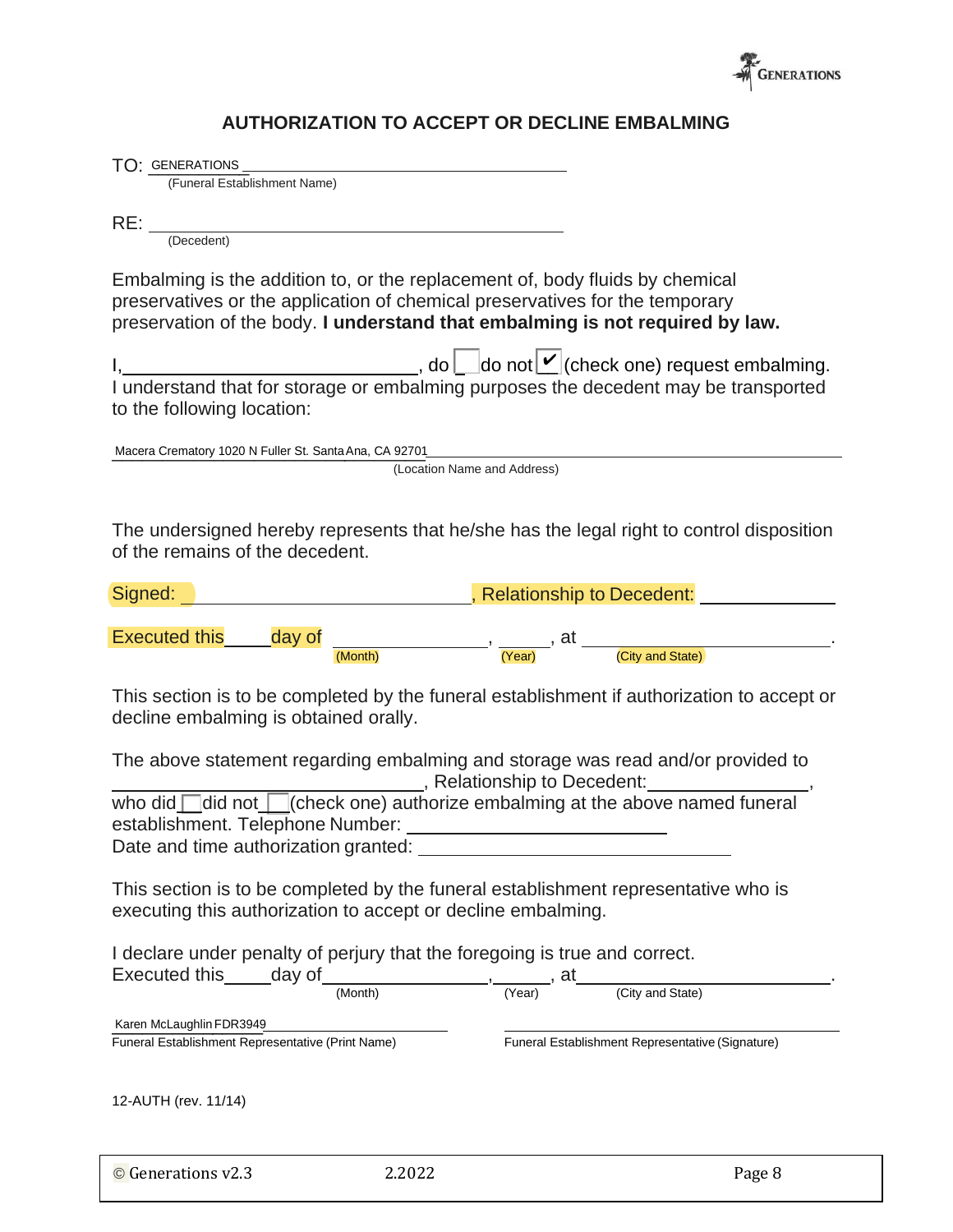GENERATIONS

## AUTHORIZATION TO ACCEPT OR DECLINE EMBALMING

TO: GENERATIONS ____________________________________________
(Funeral Establishment Name)

RE: ____________________________________________
(Decedent)

Embalming is the addition to, or the replacement of, body fluids by chemical preservatives or the application of chemical preservatives for the temporary preservation of the body. **I understand that embalming is not required by law.**

I, ______________________________, do ☐ do not ☑ (check one) request embalming. I understand that for storage or embalming purposes the decedent may be transported to the following location:

Macera Crematory 1020 N Fuller St. Santa Ana, CA 92701
(Location Name and Address)

The undersigned hereby represents that he/she has the legal right to control disposition of the remains of the decedent.

Signed: ______________________________, Relationship to Decedent: ______________

Executed this _____ day of ________________, ______, at ______________________________.
(Month) (Year) (City and State)

This section is to be completed by the funeral establishment if authorization to accept or decline embalming is obtained orally.

The above statement regarding embalming and storage was read and/or provided to ______________________________, Relationship to Decedent: ________________, who did ☐ did not ☐ (check one) authorize embalming at the above named funeral establishment. Telephone Number: ________________________
Date and time authorization granted: ________________________

This section is to be completed by the funeral establishment representative who is executing this authorization to accept or decline embalming.

I declare under penalty of perjury that the foregoing is true and correct.
Executed this _____ day of ________________, ______, at ______________________________.
(Month) (Year) (City and State)

Karen McLaughlin FDR3949
Funeral Establishment Representative (Print Name)

______________________________
Funeral Establishment Representative (Signature)

12-AUTH (rev. 11/14)

© Generations v2.3 2.2022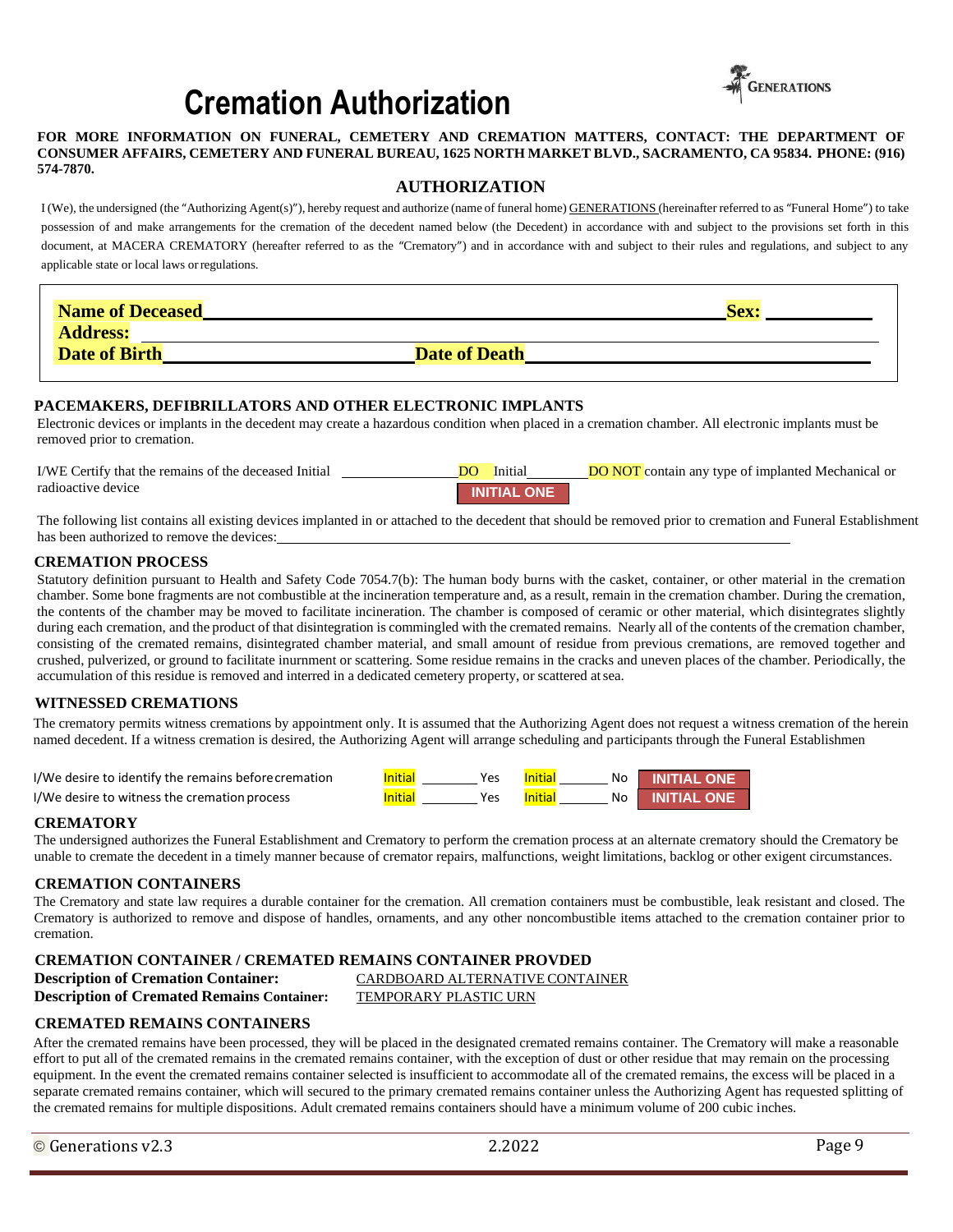# Cremation Authorization

GENERATIONS

**FOR MORE INFORMATION ON FUNERAL, CEMETERY AND CREMATION MATTERS, CONTACT: THE DEPARTMENT OF CONSUMER AFFAIRS, CEMETERY AND FUNERAL BUREAU, 1625 NORTH MARKET BLVD., SACRAMENTO, CA 95834. PHONE: (916) 574-7870.**

## AUTHORIZATION

I (We), the undersigned (the "Authorizing Agent(s)"), hereby request and authorize (name of funeral home) GENERATIONS (hereinafter referred to as "Funeral Home") to take possession of and make arrangements for the cremation of the decedent named below (the Decedent) in accordance with and subject to the provisions set forth in this document, at MACERA CREMATORY (hereafter referred to as the "Crematory") and in accordance with and subject to their rules and regulations, and subject to any applicable state or local laws or regulations.

**Name of Deceased** ______________________________ **Sex:** __________

**Address:** ______________________________

**Date of Birth** ____________________ **Date of Death** ____________________

### PACEMAKERS, DEFIBRILLATORS AND OTHER ELECTRONIC IMPLANTS

Electronic devices or implants in the decedent may create a hazardous condition when placed in a cremation chamber. All electronic implants must be removed prior to cremation.

I/WE Certify that the remains of the deceased Initial ____________ DO Initial ________ DO NOT contain any type of implanted Mechanical or radioactive device

**INITIAL ONE**

The following list contains all existing devices implanted in or attached to the decedent that should be removed prior to cremation and Funeral Establishment has been authorized to remove the devices: ______________________________

### CREMATION PROCESS

Statutory definition pursuant to Health and Safety Code 7054.7(b): The human body burns with the casket, container, or other material in the cremation chamber. Some bone fragments are not combustible at the incineration temperature and, as a result, remain in the cremation chamber. During the cremation, the contents of the chamber may be moved to facilitate incineration. The chamber is composed of ceramic or other material, which disintegrates slightly during each cremation, and the product of that disintegration is commingled with the cremated remains. Nearly all of the contents of the cremation chamber, consisting of the cremated remains, disintegrated chamber material, and small amount of residue from previous cremations, are removed together and crushed, pulverized, or ground to facilitate inurnment or scattering. Some residue remains in the cracks and uneven places of the chamber. Periodically, the accumulation of this residue is removed and interred in a dedicated cemetery property, or scattered at sea.

### WITNESSED CREMATIONS

The crematory permits witness cremations by appointment only. It is assumed that the Authorizing Agent does not request a witness cremation of the herein named decedent. If a witness cremation is desired, the Authorizing Agent will arrange scheduling and participants through the Funeral Establishmen

I/We desire to identify the remains before cremation Initial ________ Yes Initial ________ No **INITIAL ONE**

I/We desire to witness the cremation process Initial ________ Yes Initial ________ No **INITIAL ONE**

### CREMATORY

The undersigned authorizes the Funeral Establishment and Crematory to perform the cremation process at an alternate crematory should the Crematory be unable to cremate the decedent in a timely manner because of cremator repairs, malfunctions, weight limitations, backlog or other exigent circumstances.

### CREMATION CONTAINERS

The Crematory and state law requires a durable container for the cremation. All cremation containers must be combustible, leak resistant and closed. The Crematory is authorized to remove and dispose of handles, ornaments, and any other noncombustible items attached to the cremation container prior to cremation.

### CREMATION CONTAINER / CREMATED REMAINS CONTAINER PROVDED

**Description of Cremation Container:** CARDBOARD ALTERNATIVE CONTAINER

**Description of Cremated Remains Container:** TEMPORARY PLASTIC URN

### CREMATED REMAINS CONTAINERS

After the cremated remains have been processed, they will be placed in the designated cremated remains container. The Crematory will make a reasonable effort to put all of the cremated remains in the cremated remains container, with the exception of dust or other residue that may remain on the processing equipment. In the event the cremated remains container selected is insufficient to accommodate all of the cremated remains, the excess will be placed in a separate cremated remains container, which will secured to the primary cremated remains container unless the Authorizing Agent has requested splitting of the cremated remains for multiple dispositions. Adult cremated remains containers should have a minimum volume of 200 cubic inches.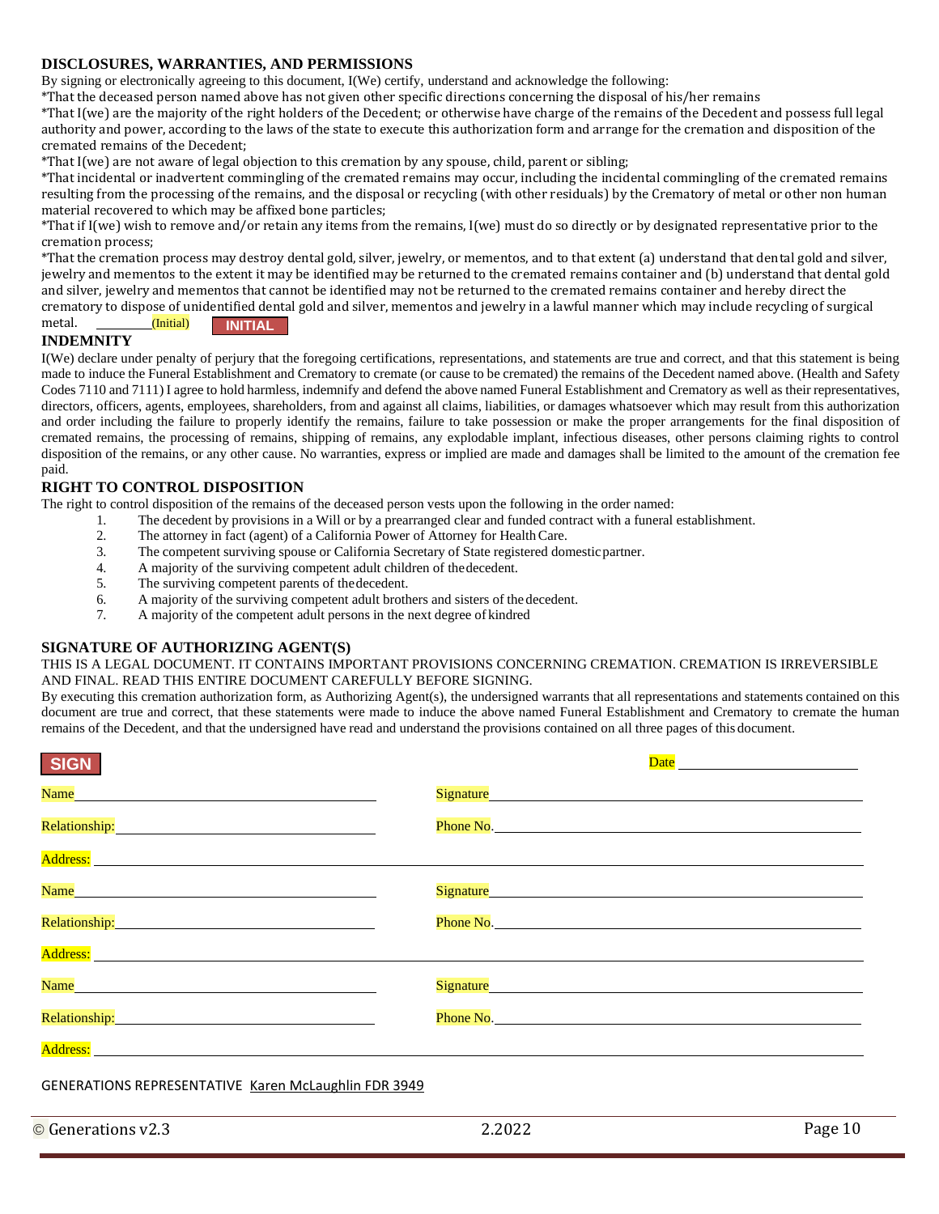## DISCLOSURES, WARRANTIES, AND PERMISSIONS

By signing or electronically agreeing to this document, I(We) certify, understand and acknowledge the following:

*That the deceased person named above has not given other specific directions concerning the disposal of his/her remains

*That I(we) are the majority of the right holders of the Decedent; or otherwise have charge of the remains of the Decedent and possess full legal authority and power, according to the laws of the state to execute this authorization form and arrange for the cremation and disposition of the cremated remains of the Decedent;

*That I(we) are not aware of legal objection to this cremation by any spouse, child, parent or sibling;

*That incidental or inadvertent commingling of the cremated remains may occur, including the incidental commingling of the cremated remains resulting from the processing of the remains, and the disposal or recycling (with other residuals) by the Crematory of metal or other non human material recovered to which may be affixed bone particles;

*That if I(we) wish to remove and/or retain any items from the remains, I(we) must do so directly or by designated representative prior to the cremation process;

*That the cremation process may destroy dental gold, silver, jewelry, or mementos, and to that extent (a) understand that dental gold and silver, jewelry and mementos to the extent it may be identified may be returned to the cremated remains container and (b) understand that dental gold and silver, jewelry and mementos that cannot be identified may not be returned to the cremated remains container and hereby direct the crematory to dispose of unidentified dental gold and silver, mementos and jewelry in a lawful manner which may include recycling of surgical metal. ________(Initial) **INITIAL**

## INDEMNITY

I(We) declare under penalty of perjury that the foregoing certifications, representations, and statements are true and correct, and that this statement is being made to induce the Funeral Establishment and Crematory to cremate (or cause to be cremated) the remains of the Decedent named above. (Health and Safety Codes 7110 and 7111) I agree to hold harmless, indemnify and defend the above named Funeral Establishment and Crematory as well as their representatives, directors, officers, agents, employees, shareholders, from and against all claims, liabilities, or damages whatsoever which may result from this authorization and order including the failure to properly identify the remains, failure to take possession or make the proper arrangements for the final disposition of cremated remains, the processing of remains, shipping of remains, any explodable implant, infectious diseases, other persons claiming rights to control disposition of the remains, or any other cause. No warranties, express or implied are made and damages shall be limited to the amount of the cremation fee paid.

## RIGHT TO CONTROL DISPOSITION

The right to control disposition of the remains of the deceased person vests upon the following in the order named:

1. The decedent by provisions in a Will or by a prearranged clear and funded contract with a funeral establishment.
2. The attorney in fact (agent) of a California Power of Attorney for Health Care.
3. The competent surviving spouse or California Secretary of State registered domestic partner.
4. A majority of the surviving competent adult children of the decedent.
5. The surviving competent parents of the decedent.
6. A majority of the surviving competent adult brothers and sisters of the decedent.
7. A majority of the competent adult persons in the next degree of kindred

## SIGNATURE OF AUTHORIZING AGENT(S)

THIS IS A LEGAL DOCUMENT. IT CONTAINS IMPORTANT PROVISIONS CONCERNING CREMATION. CREMATION IS IRREVERSIBLE AND FINAL. READ THIS ENTIRE DOCUMENT CAREFULLY BEFORE SIGNING.

By executing this cremation authorization form, as Authorizing Agent(s), the undersigned warrants that all representations and statements contained on this document are true and correct, that these statements were made to induce the above named Funeral Establishment and Crematory to cremate the human remains of the Decedent, and that the undersigned have read and understand the provisions contained on all three pages of this document.

**SIGN** Date ____________________

Name ______________________ Signature ______________________

Relationship: ______________________ Phone No. ______________________

Address: ______________________________________________

Name ______________________ Signature ______________________

Relationship: ______________________ Phone No. ______________________

Address: ______________________________________________

Name ______________________ Signature ______________________

Relationship: ______________________ Phone No. ______________________

Address: ______________________________________________

GENERATIONS REPRESENTATIVE Karen McLaughlin FDR 3949

© Generations v2.3 2.2022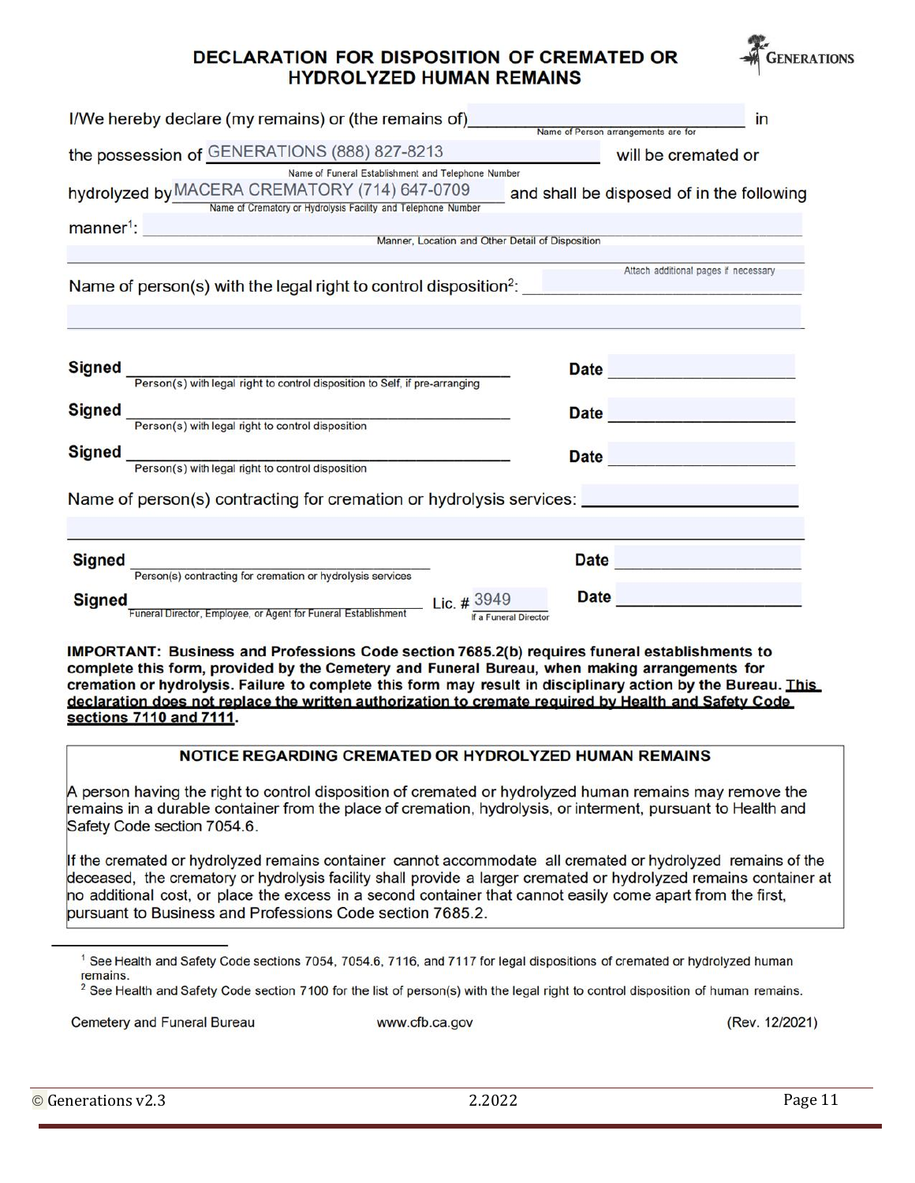# DECLARATION FOR DISPOSITION OF CREMATED OR HYDROLYZED HUMAN REMAINS

GENERATIONS

I/We hereby declare (my remains) or (the remains of) \_\_\_\_\_\_\_\_\_\_\_\_\_\_\_\_\_\_\_\_\_\_\_\_\_\_\_\_ in
Name of Person arrangements are for

the possession of GENERATIONS (888) 827-8213 will be cremated or
Name of Funeral Establishment and Telephone Number

hydrolyzed by MACERA CREMATORY (714) 647-0709 and shall be disposed of in the following
Name of Crematory or Hydrolysis Facility and Telephone Number

manner[1]: \_\_\_\_\_\_\_\_\_\_\_\_\_\_\_\_\_\_\_\_\_\_\_\_\_\_\_\_\_\_\_\_\_\_\_\_\_\_\_\_\_\_\_\_
Manner, Location and Other Detail of Disposition

\_\_\_\_\_\_\_\_\_\_\_\_\_\_\_\_\_\_\_\_\_\_\_\_\_\_\_\_\_\_\_\_\_\_\_\_\_\_\_\_\_\_\_\_\_\_\_\_\_\_\_\_
Attach additional pages if necessary

Name of person(s) with the legal right to control disposition[2]: \_\_\_\_\_\_\_\_\_\_\_\_\_\_\_\_\_\_\_\_\_\_\_\_

\_\_\_\_\_\_\_\_\_\_\_\_\_\_\_\_\_\_\_\_\_\_\_\_\_\_\_\_\_\_\_\_\_\_\_\_\_\_\_\_\_\_\_\_\_\_\_\_\_\_\_\_

**Signed** \_\_\_\_\_\_\_\_\_\_\_\_\_\_\_\_\_\_\_\_\_\_\_\_\_\_\_\_\_\_\_\_\_\_\_\_ **Date** \_\_\_\_\_\_\_\_\_\_\_\_\_\_\_\_
Person(s) with legal right to control disposition to Self, if pre-arranging

**Signed** \_\_\_\_\_\_\_\_\_\_\_\_\_\_\_\_\_\_\_\_\_\_\_\_\_\_\_\_\_\_\_\_\_\_\_\_ **Date** \_\_\_\_\_\_\_\_\_\_\_\_\_\_\_\_
Person(s) with legal right to control disposition

**Signed** \_\_\_\_\_\_\_\_\_\_\_\_\_\_\_\_\_\_\_\_\_\_\_\_\_\_\_\_\_\_\_\_\_\_\_\_ **Date** \_\_\_\_\_\_\_\_\_\_\_\_\_\_\_\_
Person(s) with legal right to control disposition

Name of person(s) contracting for cremation or hydrolysis services: \_\_\_\_\_\_\_\_\_\_\_\_\_\_\_\_\_\_\_\_

\_\_\_\_\_\_\_\_\_\_\_\_\_\_\_\_\_\_\_\_\_\_\_\_\_\_\_\_\_\_\_\_\_\_\_\_\_\_\_\_\_\_\_\_\_\_\_\_\_\_\_\_

**Signed** \_\_\_\_\_\_\_\_\_\_\_\_\_\_\_\_\_\_\_\_\_\_\_\_\_\_\_\_\_\_\_\_\_\_\_\_ **Date** \_\_\_\_\_\_\_\_\_\_\_\_\_\_\_\_
Person(s) contracting for cremation or hydrolysis services

**Signed** \_\_\_\_\_\_\_\_\_\_\_\_\_\_\_\_\_\_\_\_\_\_\_\_\_\_\_\_\_\_\_\_\_\_\_\_ Lic. # 3949 **Date** \_\_\_\_\_\_\_\_\_\_\_\_\_\_\_\_
Funeral Director, Employee, or Agent for Funeral Establishment — If a Funeral Director

**IMPORTANT: Business and Professions Code section 7685.2(b) requires funeral establishments to complete this form, provided by the Cemetery and Funeral Bureau, when making arrangements for cremation or hydrolysis. Failure to complete this form may result in disciplinary action by the Bureau. <u>This declaration does not replace the written authorization to cremate required by Health and Safety Code sections 7110 and 7111</u>.**

## NOTICE REGARDING CREMATED OR HYDROLYZED HUMAN REMAINS

A person having the right to control disposition of cremated or hydrolyzed human remains may remove the remains in a durable container from the place of cremation, hydrolysis, or interment, pursuant to Health and Safety Code section 7054.6.

If the cremated or hydrolyzed remains container cannot accommodate all cremated or hydrolyzed remains of the deceased, the crematory or hydrolysis facility shall provide a larger cremated or hydrolyzed remains container at no additional cost, or place the excess in a second container that cannot easily come apart from the first, pursuant to Business and Professions Code section 7685.2.

---

[1] See Health and Safety Code sections 7054, 7054.6, 7116, and 7117 for legal dispositions of cremated or hydrolyzed human remains.

[2] See Health and Safety Code section 7100 for the list of person(s) with the legal right to control disposition of human remains.

Cemetery and Funeral Bureau www.cfb.ca.gov (Rev. 12/2021)